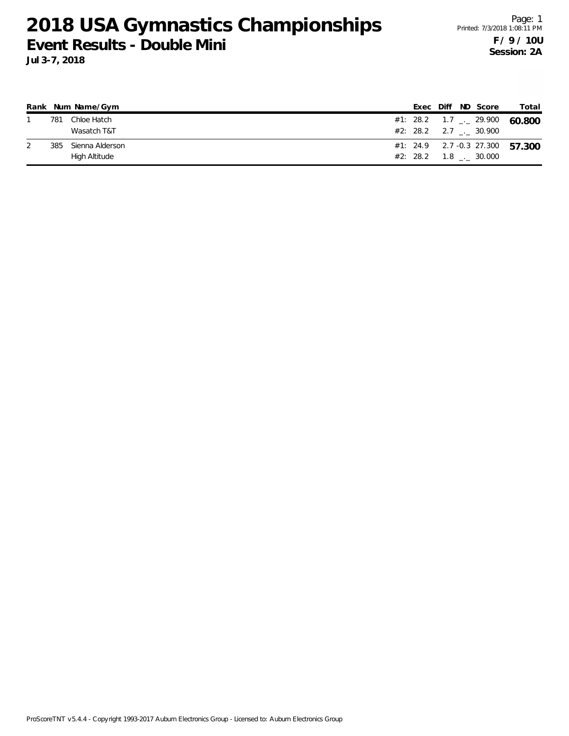# 2018 USA Gymnastics Championships

## Event Results - Double Mini

**Jul 3-7, 2018**

Printed: 7/3/2018 1:08:11 PM

**F / 9 / 10U**
**Session: 2A**

| Rank | Num | Name/Gym | | Exec | Diff | ND | Score | Total |
|---|---|---|---|---|---|---|---|---|
| 1 | 781 | Chloe Hatch | #1: | 28.2 | 1.7 | _._ | 29.900 | **60.800** |
| | | Wasatch T&T | #2: | 28.2 | 2.7 | _._ | 30.900 | |
| 2 | 385 | Sienna Alderson | #1: | 24.9 | 2.7 | -0.3 | 27.300 | **57.300** |
| | | High Altitude | #2: | 28.2 | 1.8 | _._ | 30.000 | |

ProScoreTNT v5.4.4 - Copyright 1993-2017 Auburn Electronics Group - Licensed to: Auburn Electronics Group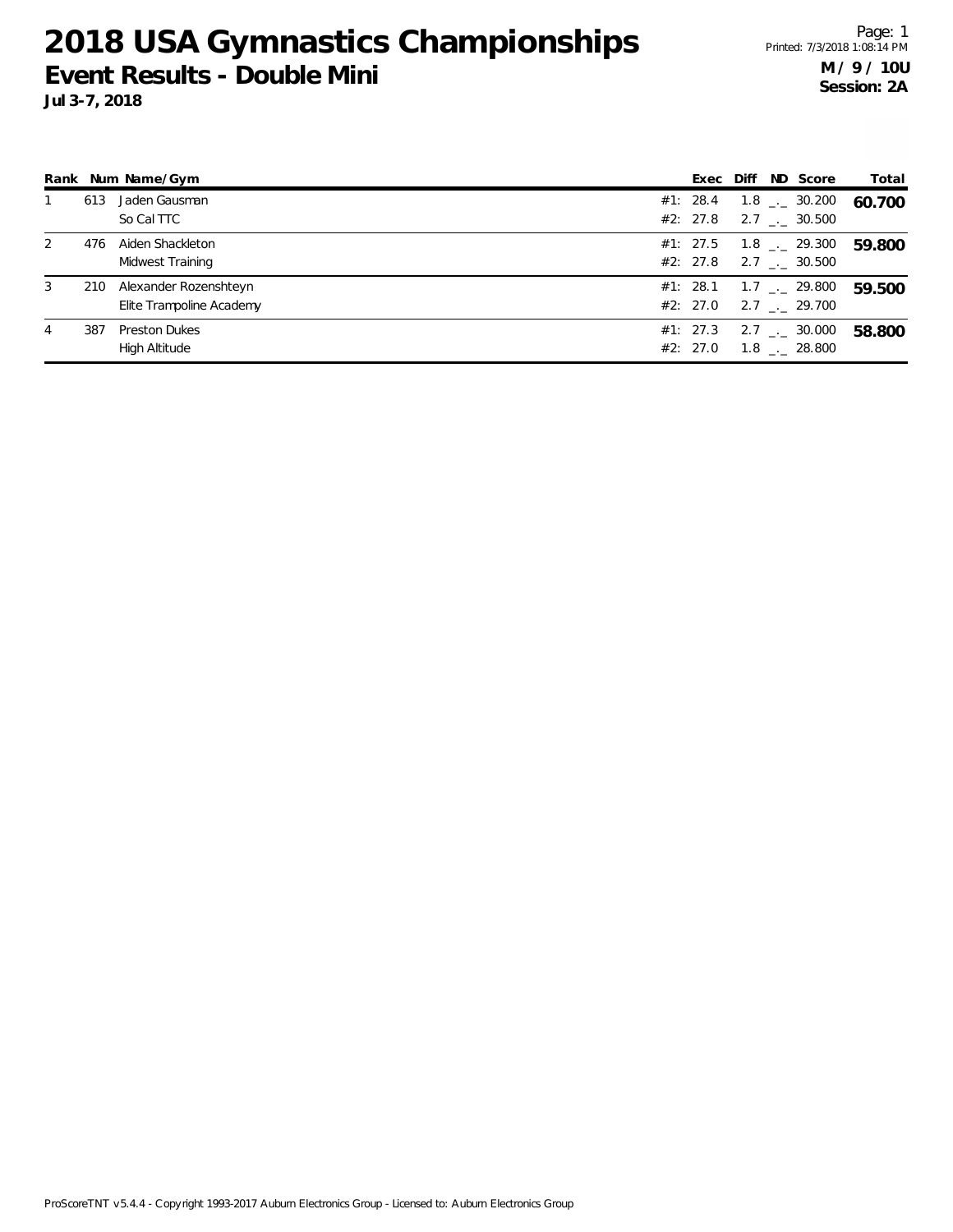# 2018 USA Gymnastics Championships

## Event Results - Double Mini

**Jul 3-7, 2018**

**M / 9 / 10U**
**Session: 2A**

| Rank | Num | Name/Gym | | Exec | Diff | ND | Score | Total |
|---|---|---|---|---|---|---|---|---|
| 1 | 613 | Jaden Gausman | #1: | 28.4 | 1.8 | _._ | 30.200 | **60.700** |
| | | So Cal TTC | #2: | 27.8 | 2.7 | _._ | 30.500 | |
| 2 | 476 | Aiden Shackleton | #1: | 27.5 | 1.8 | _._ | 29.300 | **59.800** |
| | | Midwest Training | #2: | 27.8 | 2.7 | _._ | 30.500 | |
| 3 | 210 | Alexander Rozenshteyn | #1: | 28.1 | 1.7 | _._ | 29.800 | **59.500** |
| | | Elite Trampoline Academy | #2: | 27.0 | 2.7 | _._ | 29.700 | |
| 4 | 387 | Preston Dukes | #1: | 27.3 | 2.7 | _._ | 30.000 | **58.800** |
| | | High Altitude | #2: | 27.0 | 1.8 | _._ | 28.800 | |

ProScoreTNT v5.4.4 - Copyright 1993-2017 Auburn Electronics Group - Licensed to: Auburn Electronics Group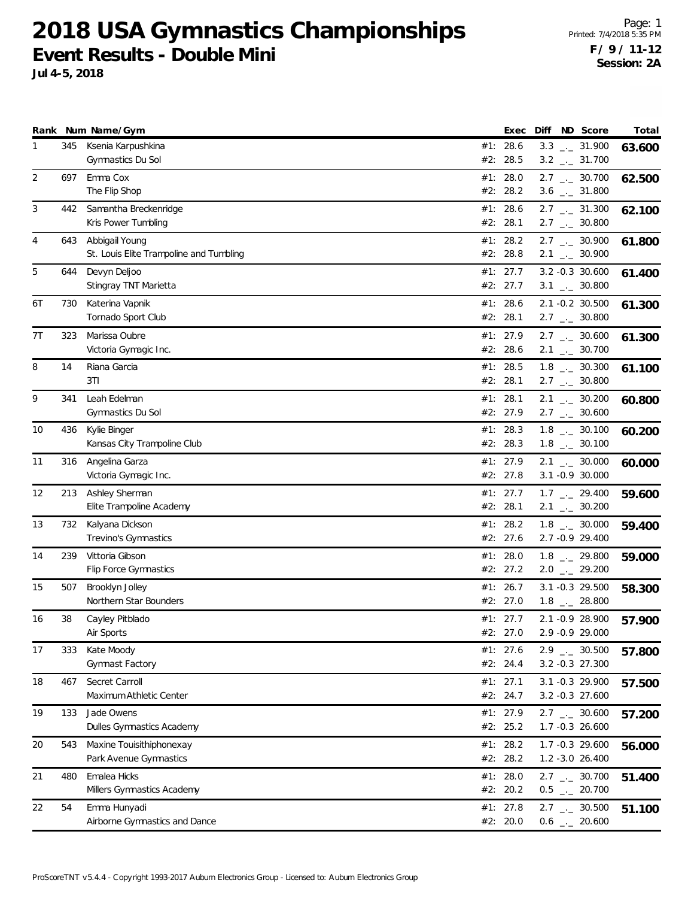# 2018 USA Gymnastics Championships

## Event Results - Double Mini

**Jul 4-5, 2018**

Printed: 7/4/2018 5:35 PM

**F / 9 / 11-12**
**Session: 2A**

| Rank | Num | Name/Gym | | Exec | Diff | ND | Score | Total |
|---|---|---|---|---|---|---|---|---|
| 1 | 345 | Ksenia Karpushkina | #1: | 28.6 | 3.3 | _._ | 31.900 | **63.600** |
| | | Gymnastics Du Sol | #2: | 28.5 | 3.2 | _._ | 31.700 | |
| 2 | 697 | Emma Cox | #1: | 28.0 | 2.7 | _._ | 30.700 | **62.500** |
| | | The Flip Shop | #2: | 28.2 | 3.6 | _._ | 31.800 | |
| 3 | 442 | Samantha Breckenridge | #1: | 28.6 | 2.7 | _._ | 31.300 | **62.100** |
| | | Kris Power Tumbling | #2: | 28.1 | 2.7 | _._ | 30.800 | |
| 4 | 643 | Abbigail Young | #1: | 28.2 | 2.7 | _._ | 30.900 | **61.800** |
| | | St. Louis Elite Trampoline and Tumbling | #2: | 28.8 | 2.1 | _._ | 30.900 | |
| 5 | 644 | Devyn Deljoo | #1: | 27.7 | 3.2 | -0.3 | 30.600 | **61.400** |
| | | Stingray TNT Marietta | #2: | 27.7 | 3.1 | _._ | 30.800 | |
| 6T | 730 | Katerina Vapnik | #1: | 28.6 | 2.1 | -0.2 | 30.500 | **61.300** |
| | | Tornado Sport Club | #2: | 28.1 | 2.7 | _._ | 30.800 | |
| 7T | 323 | Marissa Oubre | #1: | 27.9 | 2.7 | _._ | 30.600 | **61.300** |
| | | Victoria Gymagic Inc. | #2: | 28.6 | 2.1 | _._ | 30.700 | |
| 8 | 14 | Riana Garcia | #1: | 28.5 | 1.8 | _._ | 30.300 | **61.100** |
| | | 3TI | #2: | 28.1 | 2.7 | _._ | 30.800 | |
| 9 | 341 | Leah Edelman | #1: | 28.1 | 2.1 | _._ | 30.200 | **60.800** |
| | | Gymnastics Du Sol | #2: | 27.9 | 2.7 | _._ | 30.600 | |
| 10 | 436 | Kylie Binger | #1: | 28.3 | 1.8 | _._ | 30.100 | **60.200** |
| | | Kansas City Trampoline Club | #2: | 28.3 | 1.8 | _._ | 30.100 | |
| 11 | 316 | Angelina Garza | #1: | 27.9 | 2.1 | _._ | 30.000 | **60.000** |
| | | Victoria Gymagic Inc. | #2: | 27.8 | 3.1 | -0.9 | 30.000 | |
| 12 | 213 | Ashley Sherman | #1: | 27.7 | 1.7 | _._ | 29.400 | **59.600** |
| | | Elite Trampoline Academy | #2: | 28.1 | 2.1 | _._ | 30.200 | |
| 13 | 732 | Kalyana Dickson | #1: | 28.2 | 1.8 | _._ | 30.000 | **59.400** |
| | | Trevino's Gymnastics | #2: | 27.6 | 2.7 | -0.9 | 29.400 | |
| 14 | 239 | Vittoria Gibson | #1: | 28.0 | 1.8 | _._ | 29.800 | **59.000** |
| | | Flip Force Gymnastics | #2: | 27.2 | 2.0 | _._ | 29.200 | |
| 15 | 507 | Brooklyn Jolley | #1: | 26.7 | 3.1 | -0.3 | 29.500 | **58.300** |
| | | Northern Star Bounders | #2: | 27.0 | 1.8 | _._ | 28.800 | |
| 16 | 38 | Cayley Pitblado | #1: | 27.7 | 2.1 | -0.9 | 28.900 | **57.900** |
| | | Air Sports | #2: | 27.0 | 2.9 | -0.9 | 29.000 | |
| 17 | 333 | Kate Moody | #1: | 27.6 | 2.9 | _._ | 30.500 | **57.800** |
| | | Gymnast Factory | #2: | 24.4 | 3.2 | -0.3 | 27.300 | |
| 18 | 467 | Secret Carroll | #1: | 27.1 | 3.1 | -0.3 | 29.900 | **57.500** |
| | | Maximum Athletic Center | #2: | 24.7 | 3.2 | -0.3 | 27.600 | |
| 19 | 133 | Jade Owens | #1: | 27.9 | 2.7 | _._ | 30.600 | **57.200** |
| | | Dulles Gymnastics Academy | #2: | 25.2 | 1.7 | -0.3 | 26.600 | |
| 20 | 543 | Maxine Touisithiphonexay | #1: | 28.2 | 1.7 | -0.3 | 29.600 | **56.000** |
| | | Park Avenue Gymnastics | #2: | 28.2 | 1.2 | -3.0 | 26.400 | |
| 21 | 480 | Emalea Hicks | #1: | 28.0 | 2.7 | _._ | 30.700 | **51.400** |
| | | Millers Gymnastics Academy | #2: | 20.2 | 0.5 | _._ | 20.700 | |
| 22 | 54 | Emma Hunyadi | #1: | 27.8 | 2.7 | _._ | 30.500 | **51.100** |
| | | Airborne Gymnastics and Dance | #2: | 20.0 | 0.6 | _._ | 20.600 | |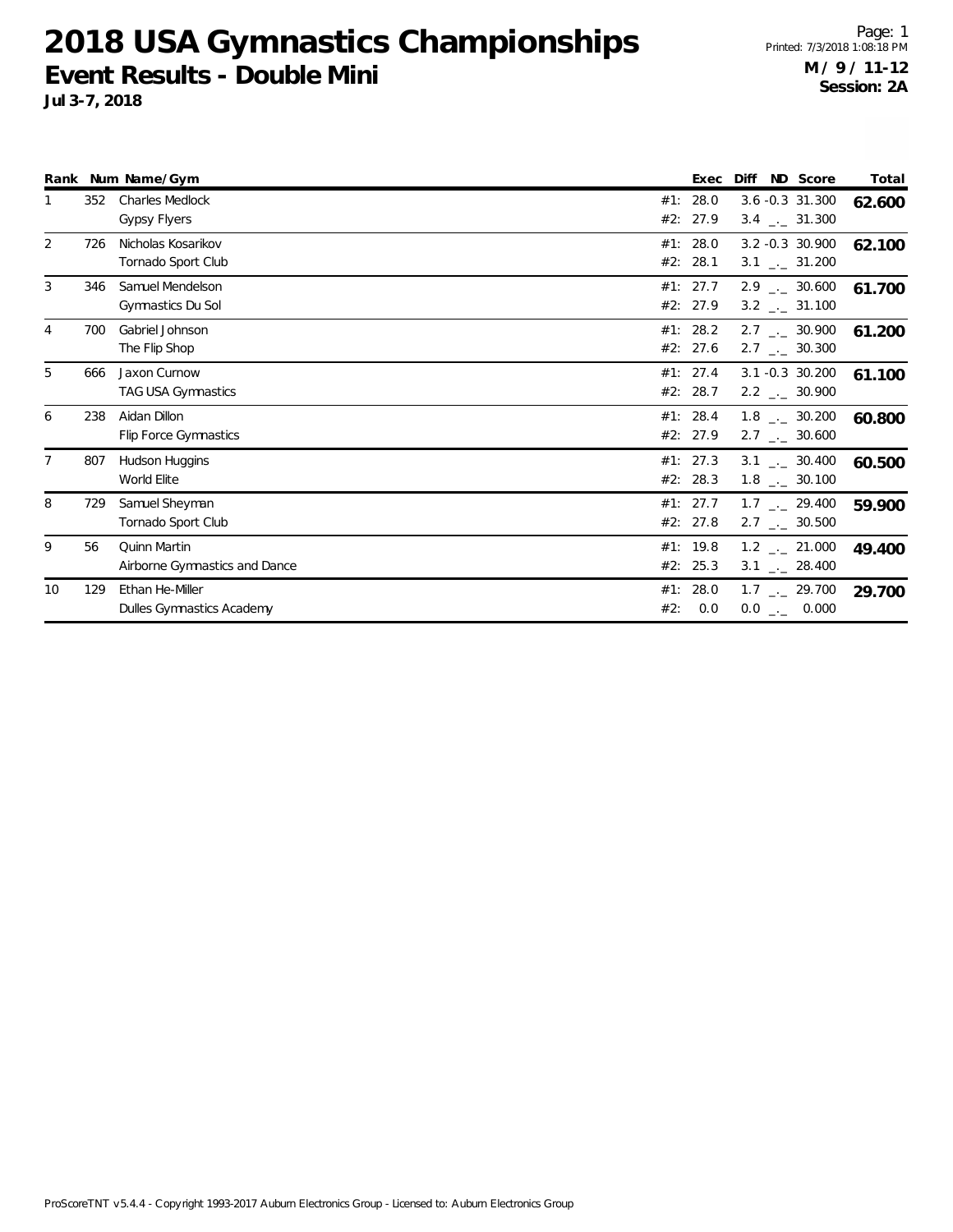# 2018 USA Gymnastics Championships

## Event Results - Double Mini

**Jul 3-7, 2018**

**M / 9 / 11-12**
**Session: 2A**

| Rank | Num | Name/Gym | | Exec | Diff | ND | Score | Total |
|---|---|---|---|---|---|---|---|---|
| 1 | 352 | Charles Medlock | #1: | 28.0 | 3.6 | -0.3 | 31.300 | **62.600** |
| | | Gypsy Flyers | #2: | 27.9 | 3.4 | _._ | 31.300 | |
| 2 | 726 | Nicholas Kosarikov | #1: | 28.0 | 3.2 | -0.3 | 30.900 | **62.100** |
| | | Tornado Sport Club | #2: | 28.1 | 3.1 | _._ | 31.200 | |
| 3 | 346 | Samuel Mendelson | #1: | 27.7 | 2.9 | _._ | 30.600 | **61.700** |
| | | Gymnastics Du Sol | #2: | 27.9 | 3.2 | _._ | 31.100 | |
| 4 | 700 | Gabriel Johnson | #1: | 28.2 | 2.7 | _._ | 30.900 | **61.200** |
| | | The Flip Shop | #2: | 27.6 | 2.7 | _._ | 30.300 | |
| 5 | 666 | Jaxon Curnow | #1: | 27.4 | 3.1 | -0.3 | 30.200 | **61.100** |
| | | TAG USA Gymnastics | #2: | 28.7 | 2.2 | _._ | 30.900 | |
| 6 | 238 | Aidan Dillon | #1: | 28.4 | 1.8 | _._ | 30.200 | **60.800** |
| | | Flip Force Gymnastics | #2: | 27.9 | 2.7 | _._ | 30.600 | |
| 7 | 807 | Hudson Huggins | #1: | 27.3 | 3.1 | _._ | 30.400 | **60.500** |
| | | World Elite | #2: | 28.3 | 1.8 | _._ | 30.100 | |
| 8 | 729 | Samuel Sheyman | #1: | 27.7 | 1.7 | _._ | 29.400 | **59.900** |
| | | Tornado Sport Club | #2: | 27.8 | 2.7 | _._ | 30.500 | |
| 9 | 56 | Quinn Martin | #1: | 19.8 | 1.2 | _._ | 21.000 | **49.400** |
| | | Airborne Gymnastics and Dance | #2: | 25.3 | 3.1 | _._ | 28.400 | |
| 10 | 129 | Ethan He-Miller | #1: | 28.0 | 1.7 | _._ | 29.700 | **29.700** |
| | | Dulles Gymnastics Academy | #2: | 0.0 | 0.0 | _._ | 0.000 | |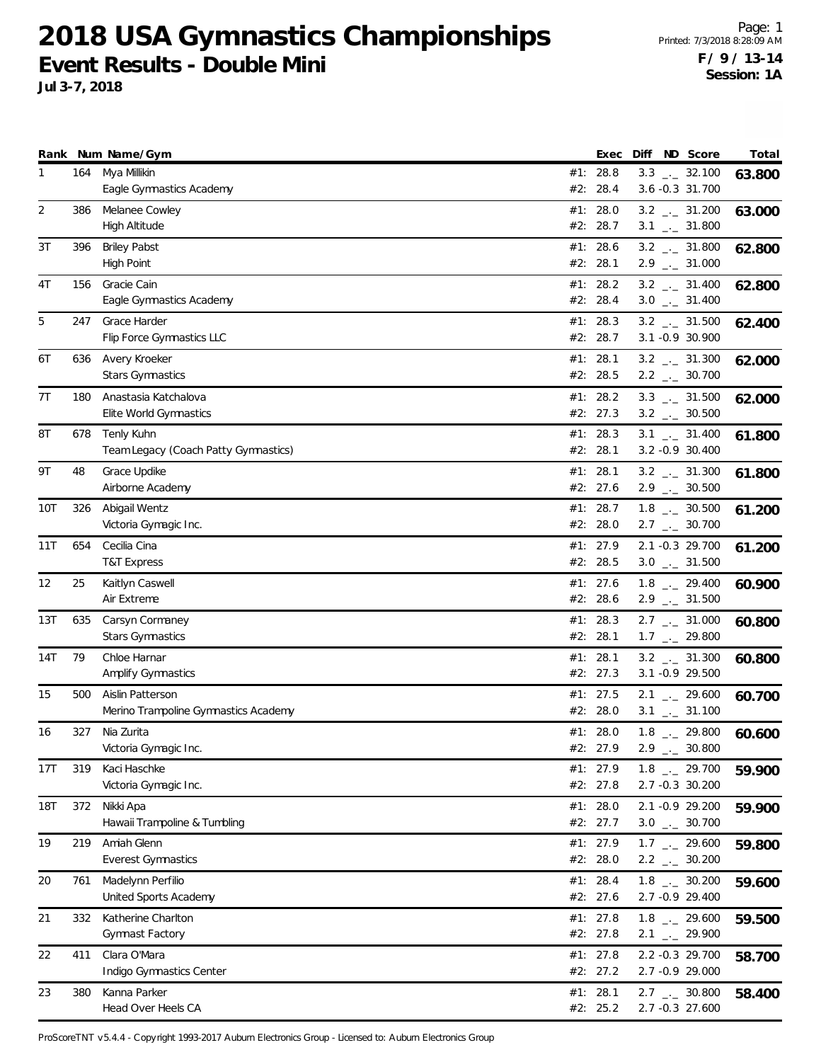# 2018 USA Gymnastics Championships

## Event Results - Double Mini

**Jul 3-7, 2018**

**F / 9 / 13-14**
**Session: 1A**

| Rank | Num | Name/Gym | | Exec | Diff | ND | Score | Total |
|---|---|---|---|---|---|---|---|---|
| 1 | 164 | Mya Millikin | #1: | 28.8 | 3.3 | _._ | 32.100 | **63.800** |
| | | Eagle Gymnastics Academy | #2: | 28.4 | 3.6 | -0.3 | 31.700 | |
| 2 | 386 | Melanee Cowley | #1: | 28.0 | 3.2 | _._ | 31.200 | **63.000** |
| | | High Altitude | #2: | 28.7 | 3.1 | _._ | 31.800 | |
| 3T | 396 | Briley Pabst | #1: | 28.6 | 3.2 | _._ | 31.800 | **62.800** |
| | | High Point | #2: | 28.1 | 2.9 | _._ | 31.000 | |
| 4T | 156 | Gracie Cain | #1: | 28.2 | 3.2 | _._ | 31.400 | **62.800** |
| | | Eagle Gymnastics Academy | #2: | 28.4 | 3.0 | _._ | 31.400 | |
| 5 | 247 | Grace Harder | #1: | 28.3 | 3.2 | _._ | 31.500 | **62.400** |
| | | Flip Force Gymnastics LLC | #2: | 28.7 | 3.1 | -0.9 | 30.900 | |
| 6T | 636 | Avery Kroeker | #1: | 28.1 | 3.2 | _._ | 31.300 | **62.000** |
| | | Stars Gymnastics | #2: | 28.5 | 2.2 | _._ | 30.700 | |
| 7T | 180 | Anastasia Katchalova | #1: | 28.2 | 3.3 | _._ | 31.500 | **62.000** |
| | | Elite World Gymnastics | #2: | 27.3 | 3.2 | _._ | 30.500 | |
| 8T | 678 | Tenly Kuhn | #1: | 28.3 | 3.1 | _._ | 31.400 | **61.800** |
| | | Team Legacy (Coach Patty Gymnastics) | #2: | 28.1 | 3.2 | -0.9 | 30.400 | |
| 9T | 48 | Grace Updike | #1: | 28.1 | 3.2 | _._ | 31.300 | **61.800** |
| | | Airborne Academy | #2: | 27.6 | 2.9 | _._ | 30.500 | |
| 10T | 326 | Abigail Wentz | #1: | 28.7 | 1.8 | _._ | 30.500 | **61.200** |
| | | Victoria Gymagic Inc. | #2: | 28.0 | 2.7 | _._ | 30.700 | |
| 11T | 654 | Cecilia Cina | #1: | 27.9 | 2.1 | -0.3 | 29.700 | **61.200** |
| | | T&T Express | #2: | 28.5 | 3.0 | _._ | 31.500 | |
| 12 | 25 | Kaitlyn Caswell | #1: | 27.6 | 1.8 | _._ | 29.400 | **60.900** |
| | | Air Extreme | #2: | 28.6 | 2.9 | _._ | 31.500 | |
| 13T | 635 | Carsyn Cormaney | #1: | 28.3 | 2.7 | _._ | 31.000 | **60.800** |
| | | Stars Gymnastics | #2: | 28.1 | 1.7 | _._ | 29.800 | |
| 14T | 79 | Chloe Harnar | #1: | 28.1 | 3.2 | _._ | 31.300 | **60.800** |
| | | Amplify Gymnastics | #2: | 27.3 | 3.1 | -0.9 | 29.500 | |
| 15 | 500 | Aislin Patterson | #1: | 27.5 | 2.1 | _._ | 29.600 | **60.700** |
| | | Merino Trampoline Gymnastics Academy | #2: | 28.0 | 3.1 | _._ | 31.100 | |
| 16 | 327 | Nia Zurita | #1: | 28.0 | 1.8 | _._ | 29.800 | **60.600** |
| | | Victoria Gymagic Inc. | #2: | 27.9 | 2.9 | _._ | 30.800 | |
| 17T | 319 | Kaci Haschke | #1: | 27.9 | 1.8 | _._ | 29.700 | **59.900** |
| | | Victoria Gymagic Inc. | #2: | 27.8 | 2.7 | -0.3 | 30.200 | |
| 18T | 372 | Nikki Apa | #1: | 28.0 | 2.1 | -0.9 | 29.200 | **59.900** |
| | | Hawaii Trampoline & Tumbling | #2: | 27.7 | 3.0 | _._ | 30.700 | |
| 19 | 219 | Amiah Glenn | #1: | 27.9 | 1.7 | _._ | 29.600 | **59.800** |
| | | Everest Gymnastics | #2: | 28.0 | 2.2 | _._ | 30.200 | |
| 20 | 761 | Madelynn Perfilio | #1: | 28.4 | 1.8 | _._ | 30.200 | **59.600** |
| | | United Sports Academy | #2: | 27.6 | 2.7 | -0.9 | 29.400 | |
| 21 | 332 | Katherine Charlton | #1: | 27.8 | 1.8 | _._ | 29.600 | **59.500** |
| | | Gymnast Factory | #2: | 27.8 | 2.1 | _._ | 29.900 | |
| 22 | 411 | Clara O'Mara | #1: | 27.8 | 2.2 | -0.3 | 29.700 | **58.700** |
| | | Indigo Gymnastics Center | #2: | 27.2 | 2.7 | -0.9 | 29.000 | |
| 23 | 380 | Kanna Parker | #1: | 28.1 | 2.7 | _._ | 30.800 | **58.400** |
| | | Head Over Heels CA | #2: | 25.2 | 2.7 | -0.3 | 27.600 | |

ProScoreTNT v5.4.4 - Copyright 1993-2017 Auburn Electronics Group - Licensed to: Auburn Electronics Group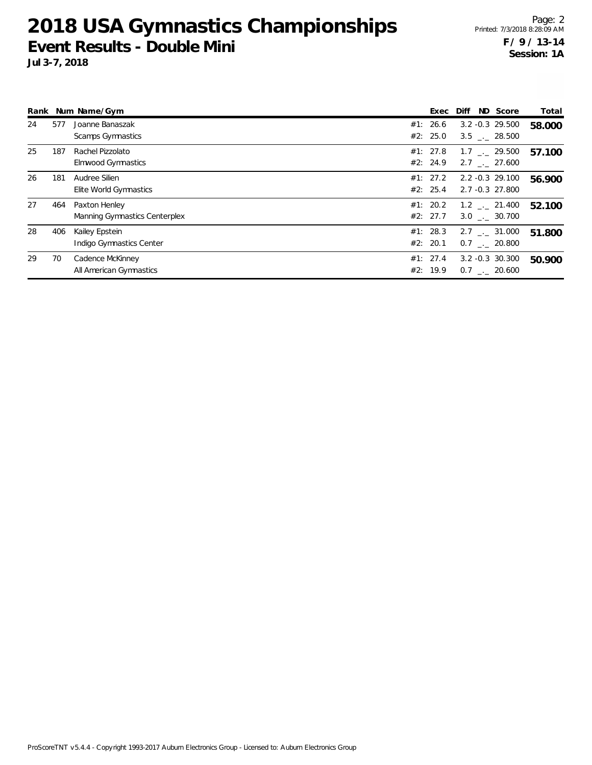# 2018 USA Gymnastics Championships

## Event Results - Double Mini

**Jul 3-7, 2018**

**F / 9 / 13-14**
**Session: 1A**

| Rank | Num | Name/Gym | | Exec | Diff | ND | Score | Total |
|---|---|---|---|---|---|---|---|---|
| 24 | 577 | Joanne Banaszak | #1: | 26.6 | 3.2 | -0.3 | 29.500 | **58.000** |
| | | Scamps Gymnastics | #2: | 25.0 | 3.5 | _._ | 28.500 | |
| 25 | 187 | Rachel Pizzolato | #1: | 27.8 | 1.7 | _._ | 29.500 | **57.100** |
| | | Elmwood Gymnastics | #2: | 24.9 | 2.7 | _._ | 27.600 | |
| 26 | 181 | Audree Silien | #1: | 27.2 | 2.2 | -0.3 | 29.100 | **56.900** |
| | | Elite World Gymnastics | #2: | 25.4 | 2.7 | -0.3 | 27.800 | |
| 27 | 464 | Paxton Henley | #1: | 20.2 | 1.2 | _._ | 21.400 | **52.100** |
| | | Manning Gymnastics Centerplex | #2: | 27.7 | 3.0 | _._ | 30.700 | |
| 28 | 406 | Kailey Epstein | #1: | 28.3 | 2.7 | _._ | 31.000 | **51.800** |
| | | Indigo Gymnastics Center | #2: | 20.1 | 0.7 | _._ | 20.800 | |
| 29 | 70 | Cadence McKinney | #1: | 27.4 | 3.2 | -0.3 | 30.300 | **50.900** |
| | | All American Gymnastics | #2: | 19.9 | 0.7 | _._ | 20.600 | |

ProScoreTNT v5.4.4 - Copyright 1993-2017 Auburn Electronics Group - Licensed to: Auburn Electronics Group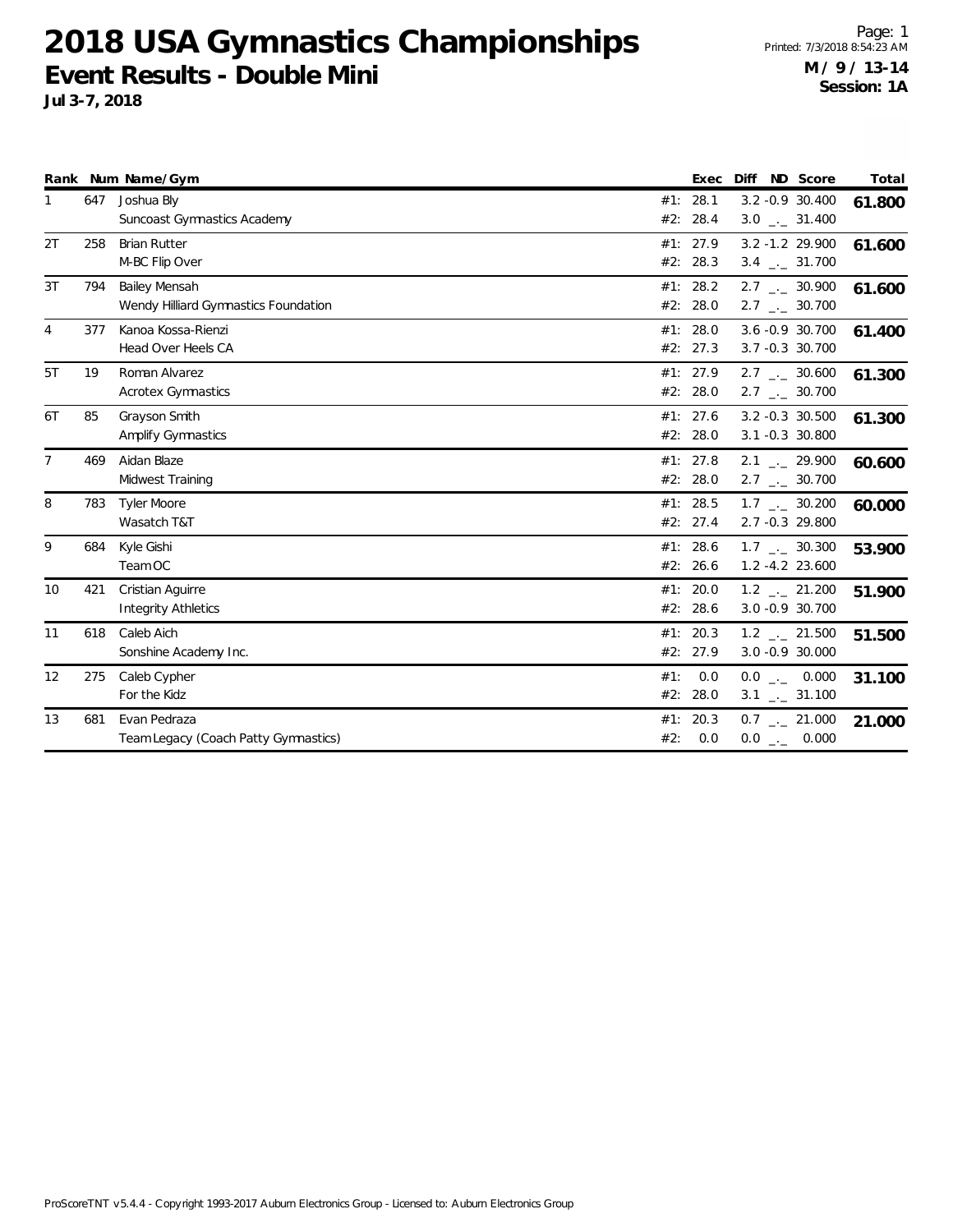# 2018 USA Gymnastics Championships

## Event Results - Double Mini

**Jul 3-7, 2018**

Page: 1
Printed: 7/3/2018 8:54:23 AM

**M / 9 / 13-14**
**Session: 1A**

| Rank | Num | Name/Gym | | Exec | Diff | ND | Score | Total |
|---|---|---|---|---|---|---|---|---|
| 1 | 647 | Joshua Bly | #1: | 28.1 | 3.2 | -0.9 | 30.400 | **61.800** |
| | | Suncoast Gymnastics Academy | #2: | 28.4 | 3.0 | _._ | 31.400 | |
| 2T | 258 | Brian Rutter | #1: | 27.9 | 3.2 | -1.2 | 29.900 | **61.600** |
| | | M-BC Flip Over | #2: | 28.3 | 3.4 | _._ | 31.700 | |
| 3T | 794 | Bailey Mensah | #1: | 28.2 | 2.7 | _._ | 30.900 | **61.600** |
| | | Wendy Hilliard Gymnastics Foundation | #2: | 28.0 | 2.7 | _._ | 30.700 | |
| 4 | 377 | Kanoa Kossa-Rienzi | #1: | 28.0 | 3.6 | -0.9 | 30.700 | **61.400** |
| | | Head Over Heels CA | #2: | 27.3 | 3.7 | -0.3 | 30.700 | |
| 5T | 19 | Roman Alvarez | #1: | 27.9 | 2.7 | _._ | 30.600 | **61.300** |
| | | Acrotex Gymnastics | #2: | 28.0 | 2.7 | _._ | 30.700 | |
| 6T | 85 | Grayson Smith | #1: | 27.6 | 3.2 | -0.3 | 30.500 | **61.300** |
| | | Amplify Gymnastics | #2: | 28.0 | 3.1 | -0.3 | 30.800 | |
| 7 | 469 | Aidan Blaze | #1: | 27.8 | 2.1 | _._ | 29.900 | **60.600** |
| | | Midwest Training | #2: | 28.0 | 2.7 | _._ | 30.700 | |
| 8 | 783 | Tyler Moore | #1: | 28.5 | 1.7 | _._ | 30.200 | **60.000** |
| | | Wasatch T&T | #2: | 27.4 | 2.7 | -0.3 | 29.800 | |
| 9 | 684 | Kyle Gishi | #1: | 28.6 | 1.7 | _._ | 30.300 | **53.900** |
| | | Team OC | #2: | 26.6 | 1.2 | -4.2 | 23.600 | |
| 10 | 421 | Cristian Aguirre | #1: | 20.0 | 1.2 | _._ | 21.200 | **51.900** |
| | | Integrity Athletics | #2: | 28.6 | 3.0 | -0.9 | 30.700 | |
| 11 | 618 | Caleb Aich | #1: | 20.3 | 1.2 | _._ | 21.500 | **51.500** |
| | | Sonshine Academy Inc. | #2: | 27.9 | 3.0 | -0.9 | 30.000 | |
| 12 | 275 | Caleb Cypher | #1: | 0.0 | 0.0 | _._ | 0.000 | **31.100** |
| | | For the Kidz | #2: | 28.0 | 3.1 | _._ | 31.100 | |
| 13 | 681 | Evan Pedraza | #1: | 20.3 | 0.7 | _._ | 21.000 | **21.000** |
| | | Team Legacy (Coach Patty Gymnastics) | #2: | 0.0 | 0.0 | _._ | 0.000 | |

ProScoreTNT v5.4.4 - Copyright 1993-2017 Auburn Electronics Group - Licensed to: Auburn Electronics Group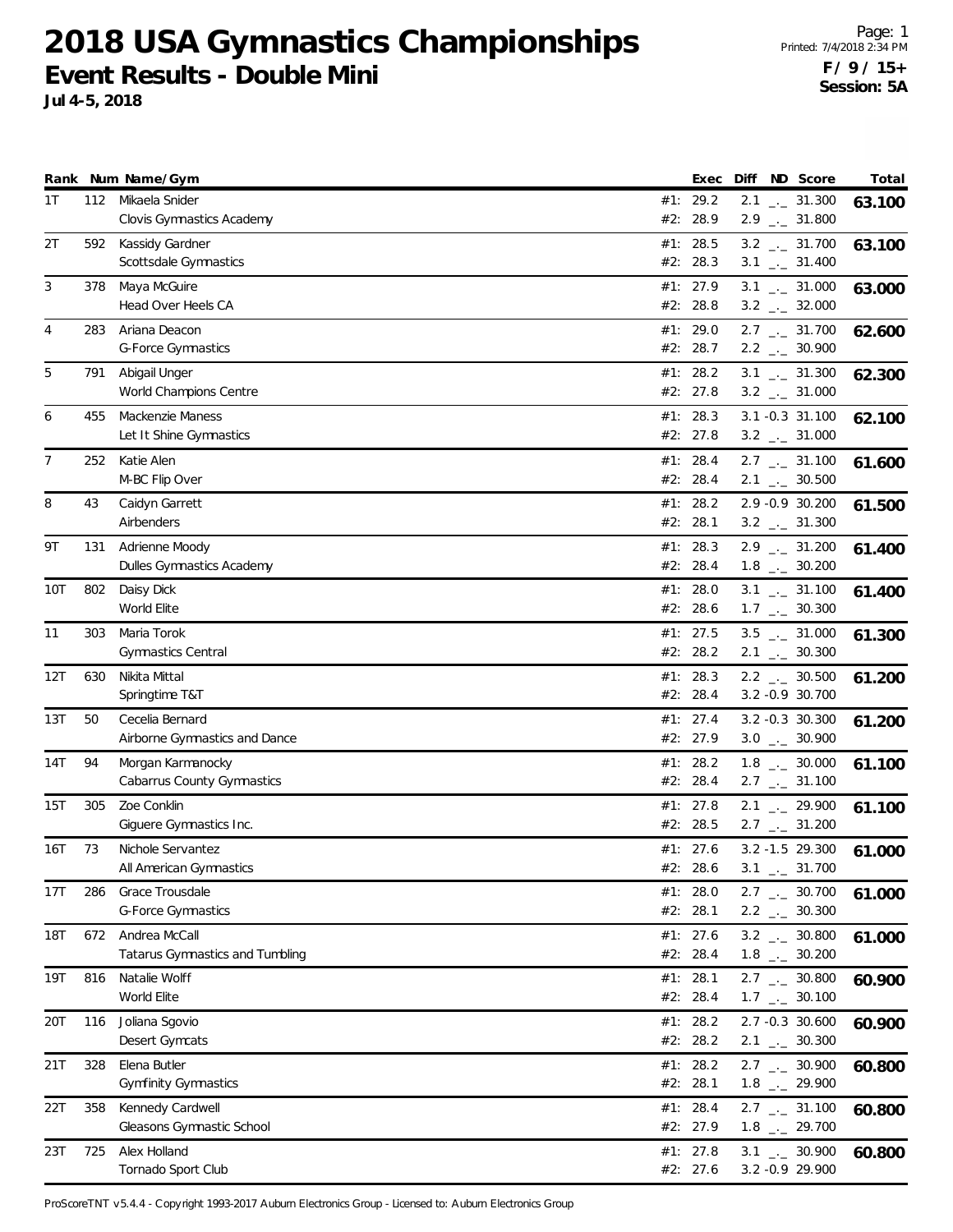# 2018 USA Gymnastics Championships

## Event Results - Double Mini

**Jul 4-5, 2018**

Printed: 7/4/2018 2:34 PM

**F / 9 / 15+**

**Session: 5A**

| Rank | Num | Name/Gym | | Exec | Diff | ND | Score | Total |
|---|---|---|---|---|---|---|---|---|
| 1T | 112 | Mikaela Snider | #1: | 29.2 | 2.1 | _._ | 31.300 | **63.100** |
| | | Clovis Gymnastics Academy | #2: | 28.9 | 2.9 | _._ | 31.800 | |
| 2T | 592 | Kassidy Gardner | #1: | 28.5 | 3.2 | _._ | 31.700 | **63.100** |
| | | Scottsdale Gymnastics | #2: | 28.3 | 3.1 | _._ | 31.400 | |
| 3 | 378 | Maya McGuire | #1: | 27.9 | 3.1 | _._ | 31.000 | **63.000** |
| | | Head Over Heels CA | #2: | 28.8 | 3.2 | _._ | 32.000 | |
| 4 | 283 | Ariana Deacon | #1: | 29.0 | 2.7 | _._ | 31.700 | **62.600** |
| | | G-Force Gymnastics | #2: | 28.7 | 2.2 | _._ | 30.900 | |
| 5 | 791 | Abigail Unger | #1: | 28.2 | 3.1 | _._ | 31.300 | **62.300** |
| | | World Champions Centre | #2: | 27.8 | 3.2 | _._ | 31.000 | |
| 6 | 455 | Mackenzie Maness | #1: | 28.3 | 3.1 | -0.3 | 31.100 | **62.100** |
| | | Let It Shine Gymnastics | #2: | 27.8 | 3.2 | _._ | 31.000 | |
| 7 | 252 | Katie Alen | #1: | 28.4 | 2.7 | _._ | 31.100 | **61.600** |
| | | M-BC Flip Over | #2: | 28.4 | 2.1 | _._ | 30.500 | |
| 8 | 43 | Caidyn Garrett | #1: | 28.2 | 2.9 | -0.9 | 30.200 | **61.500** |
| | | Airbenders | #2: | 28.1 | 3.2 | _._ | 31.300 | |
| 9T | 131 | Adrienne Moody | #1: | 28.3 | 2.9 | _._ | 31.200 | **61.400** |
| | | Dulles Gymnastics Academy | #2: | 28.4 | 1.8 | _._ | 30.200 | |
| 10T | 802 | Daisy Dick | #1: | 28.0 | 3.1 | _._ | 31.100 | **61.400** |
| | | World Elite | #2: | 28.6 | 1.7 | _._ | 30.300 | |
| 11 | 303 | Maria Torok | #1: | 27.5 | 3.5 | _._ | 31.000 | **61.300** |
| | | Gymnastics Central | #2: | 28.2 | 2.1 | _._ | 30.300 | |
| 12T | 630 | Nikita Mittal | #1: | 28.3 | 2.2 | _._ | 30.500 | **61.200** |
| | | Springtime T&T | #2: | 28.4 | 3.2 | -0.9 | 30.700 | |
| 13T | 50 | Cecelia Bernard | #1: | 27.4 | 3.2 | -0.3 | 30.300 | **61.200** |
| | | Airborne Gymnastics and Dance | #2: | 27.9 | 3.0 | _._ | 30.900 | |
| 14T | 94 | Morgan Karmanocky | #1: | 28.2 | 1.8 | _._ | 30.000 | **61.100** |
| | | Cabarrus County Gymnastics | #2: | 28.4 | 2.7 | _._ | 31.100 | |
| 15T | 305 | Zoe Conklin | #1: | 27.8 | 2.1 | _._ | 29.900 | **61.100** |
| | | Giguere Gymnastics Inc. | #2: | 28.5 | 2.7 | _._ | 31.200 | |
| 16T | 73 | Nichole Servantez | #1: | 27.6 | 3.2 | -1.5 | 29.300 | **61.000** |
| | | All American Gymnastics | #2: | 28.6 | 3.1 | _._ | 31.700 | |
| 17T | 286 | Grace Trousdale | #1: | 28.0 | 2.7 | _._ | 30.700 | **61.000** |
| | | G-Force Gymnastics | #2: | 28.1 | 2.2 | _._ | 30.300 | |
| 18T | 672 | Andrea McCall | #1: | 27.6 | 3.2 | _._ | 30.800 | **61.000** |
| | | Tatarus Gymnastics and Tumbling | #2: | 28.4 | 1.8 | _._ | 30.200 | |
| 19T | 816 | Natalie Wolff | #1: | 28.1 | 2.7 | _._ | 30.800 | **60.900** |
| | | World Elite | #2: | 28.4 | 1.7 | _._ | 30.100 | |
| 20T | 116 | Joliana Sgovio | #1: | 28.2 | 2.7 | -0.3 | 30.600 | **60.900** |
| | | Desert Gymcats | #2: | 28.2 | 2.1 | _._ | 30.300 | |
| 21T | 328 | Elena Butler | #1: | 28.2 | 2.7 | _._ | 30.900 | **60.800** |
| | | Gymfinity Gymnastics | #2: | 28.1 | 1.8 | _._ | 29.900 | |
| 22T | 358 | Kennedy Cardwell | #1: | 28.4 | 2.7 | _._ | 31.100 | **60.800** |
| | | Gleasons Gymnastic School | #2: | 27.9 | 1.8 | _._ | 29.700 | |
| 23T | 725 | Alex Holland | #1: | 27.8 | 3.1 | _._ | 30.900 | **60.800** |
| | | Tornado Sport Club | #2: | 27.6 | 3.2 | -0.9 | 29.900 | |

ProScoreTNT v5.4.4 - Copyright 1993-2017 Auburn Electronics Group - Licensed to: Auburn Electronics Group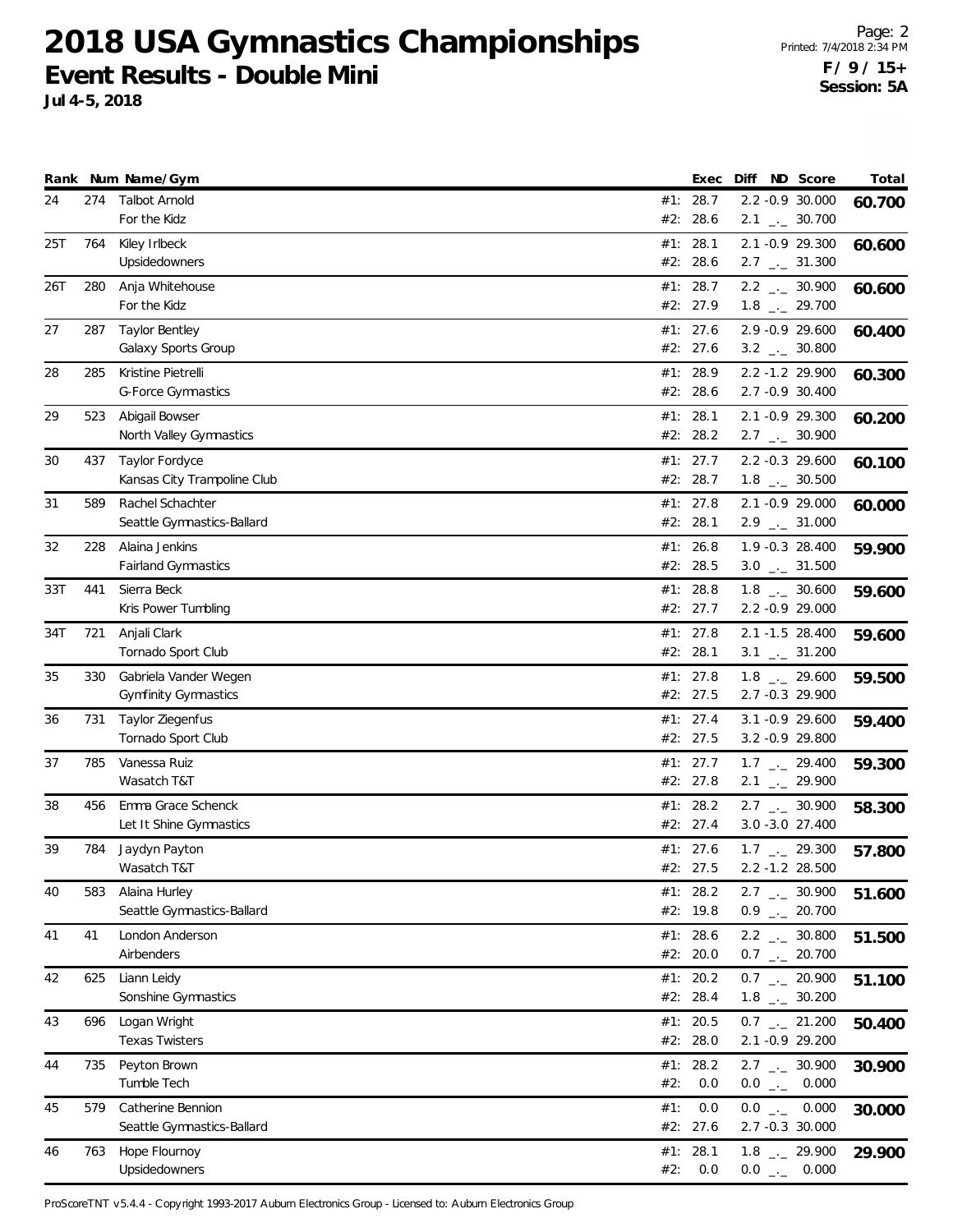# 2018 USA Gymnastics Championships

## Event Results - Double Mini

**Jul 4-5, 2018**

**F / 9 / 15+**
**Session: 5A**

| Rank | Num | Name/Gym | | Exec | Diff | ND | Score | Total |
|---|---|---|---|---|---|---|---|---|
| 24 | 274 | Talbot Arnold | #1: | 28.7 | 2.2 | -0.9 | 30.000 | 60.700 |
| | | For the Kidz | #2: | 28.6 | 2.1 | _._ | 30.700 | |
| 25T | 764 | Kiley Irlbeck | #1: | 28.1 | 2.1 | -0.9 | 29.300 | 60.600 |
| | | Upsidedowners | #2: | 28.6 | 2.7 | _._ | 31.300 | |
| 26T | 280 | Anja Whitehouse | #1: | 28.7 | 2.2 | _._ | 30.900 | 60.600 |
| | | For the Kidz | #2: | 27.9 | 1.8 | _._ | 29.700 | |
| 27 | 287 | Taylor Bentley | #1: | 27.6 | 2.9 | -0.9 | 29.600 | 60.400 |
| | | Galaxy Sports Group | #2: | 27.6 | 3.2 | _._ | 30.800 | |
| 28 | 285 | Kristine Pietrelli | #1: | 28.9 | 2.2 | -1.2 | 29.900 | 60.300 |
| | | G-Force Gymnastics | #2: | 28.6 | 2.7 | -0.9 | 30.400 | |
| 29 | 523 | Abigail Bowser | #1: | 28.1 | 2.1 | -0.9 | 29.300 | 60.200 |
| | | North Valley Gymnastics | #2: | 28.2 | 2.7 | _._ | 30.900 | |
| 30 | 437 | Taylor Fordyce | #1: | 27.7 | 2.2 | -0.3 | 29.600 | 60.100 |
| | | Kansas City Trampoline Club | #2: | 28.7 | 1.8 | _._ | 30.500 | |
| 31 | 589 | Rachel Schachter | #1: | 27.8 | 2.1 | -0.9 | 29.000 | 60.000 |
| | | Seattle Gymnastics-Ballard | #2: | 28.1 | 2.9 | _._ | 31.000 | |
| 32 | 228 | Alaina Jenkins | #1: | 26.8 | 1.9 | -0.3 | 28.400 | 59.900 |
| | | Fairland Gymnastics | #2: | 28.5 | 3.0 | _._ | 31.500 | |
| 33T | 441 | Sierra Beck | #1: | 28.8 | 1.8 | _._ | 30.600 | 59.600 |
| | | Kris Power Tumbling | #2: | 27.7 | 2.2 | -0.9 | 29.000 | |
| 34T | 721 | Anjali Clark | #1: | 27.8 | 2.1 | -1.5 | 28.400 | 59.600 |
| | | Tornado Sport Club | #2: | 28.1 | 3.1 | _._ | 31.200 | |
| 35 | 330 | Gabriela Vander Wegen | #1: | 27.8 | 1.8 | _._ | 29.600 | 59.500 |
| | | Gymfinity Gymnastics | #2: | 27.5 | 2.7 | -0.3 | 29.900 | |
| 36 | 731 | Taylor Ziegenfus | #1: | 27.4 | 3.1 | -0.9 | 29.600 | 59.400 |
| | | Tornado Sport Club | #2: | 27.5 | 3.2 | -0.9 | 29.800 | |
| 37 | 785 | Vanessa Ruiz | #1: | 27.7 | 1.7 | _._ | 29.400 | 59.300 |
| | | Wasatch T&T | #2: | 27.8 | 2.1 | _._ | 29.900 | |
| 38 | 456 | Emma Grace Schenck | #1: | 28.2 | 2.7 | _._ | 30.900 | 58.300 |
| | | Let It Shine Gymnastics | #2: | 27.4 | 3.0 | -3.0 | 27.400 | |
| 39 | 784 | Jaydyn Payton | #1: | 27.6 | 1.7 | _._ | 29.300 | 57.800 |
| | | Wasatch T&T | #2: | 27.5 | 2.2 | -1.2 | 28.500 | |
| 40 | 583 | Alaina Hurley | #1: | 28.2 | 2.7 | _._ | 30.900 | 51.600 |
| | | Seattle Gymnastics-Ballard | #2: | 19.8 | 0.9 | _._ | 20.700 | |
| 41 | 41 | London Anderson | #1: | 28.6 | 2.2 | _._ | 30.800 | 51.500 |
| | | Airbenders | #2: | 20.0 | 0.7 | _._ | 20.700 | |
| 42 | 625 | Liann Leidy | #1: | 20.2 | 0.7 | _._ | 20.900 | 51.100 |
| | | Sonshine Gymnastics | #2: | 28.4 | 1.8 | _._ | 30.200 | |
| 43 | 696 | Logan Wright | #1: | 20.5 | 0.7 | _._ | 21.200 | 50.400 |
| | | Texas Twisters | #2: | 28.0 | 2.1 | -0.9 | 29.200 | |
| 44 | 735 | Peyton Brown | #1: | 28.2 | 2.7 | _._ | 30.900 | 30.900 |
| | | Tumble Tech | #2: | 0.0 | 0.0 | _._ | 0.000 | |
| 45 | 579 | Catherine Bennion | #1: | 0.0 | 0.0 | _._ | 0.000 | 30.000 |
| | | Seattle Gymnastics-Ballard | #2: | 27.6 | 2.7 | -0.3 | 30.000 | |
| 46 | 763 | Hope Flournoy | #1: | 28.1 | 1.8 | _._ | 29.900 | 29.900 |
| | | Upsidedowners | #2: | 0.0 | 0.0 | _._ | 0.000 | |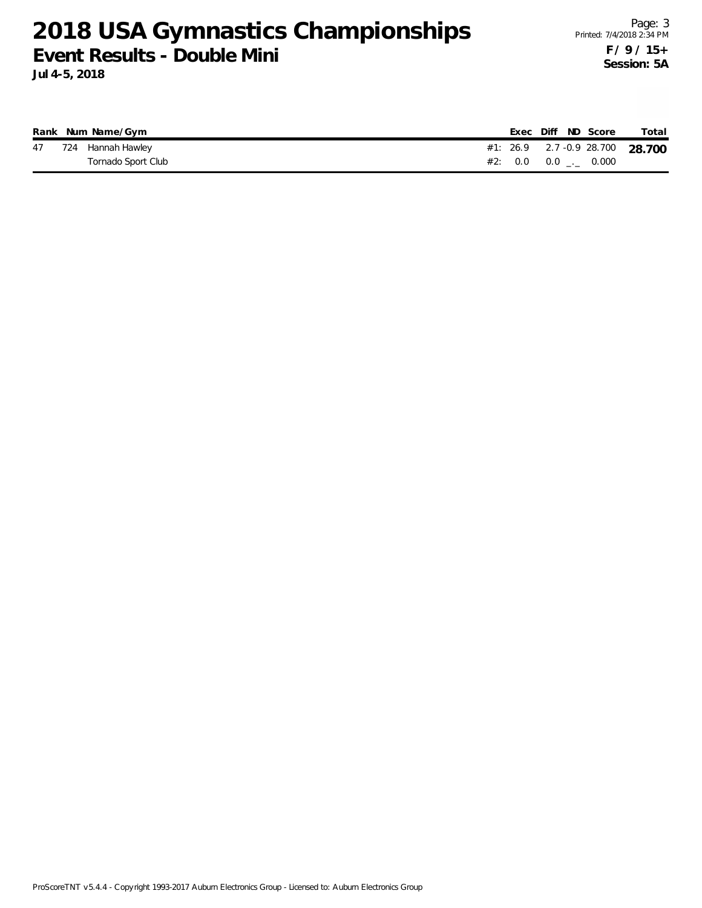# 2018 USA Gymnastics Championships

## Event Results - Double Mini

**Jul 4-5, 2018**

**F / 9 / 15+**
**Session: 5A**

| Rank | Num | Name/Gym | | Exec | Diff | ND | Score | Total |
|---|---|---|---|---|---|---|---|---|
| 47 | 724 | Hannah Hawley | #1: | 26.9 | 2.7 | -0.9 | 28.700 | **28.700** |
| | | Tornado Sport Club | #2: | 0.0 | 0.0 | _._ | 0.000 | |

ProScoreTNT v5.4.4 - Copyright 1993-2017 Auburn Electronics Group - Licensed to: Auburn Electronics Group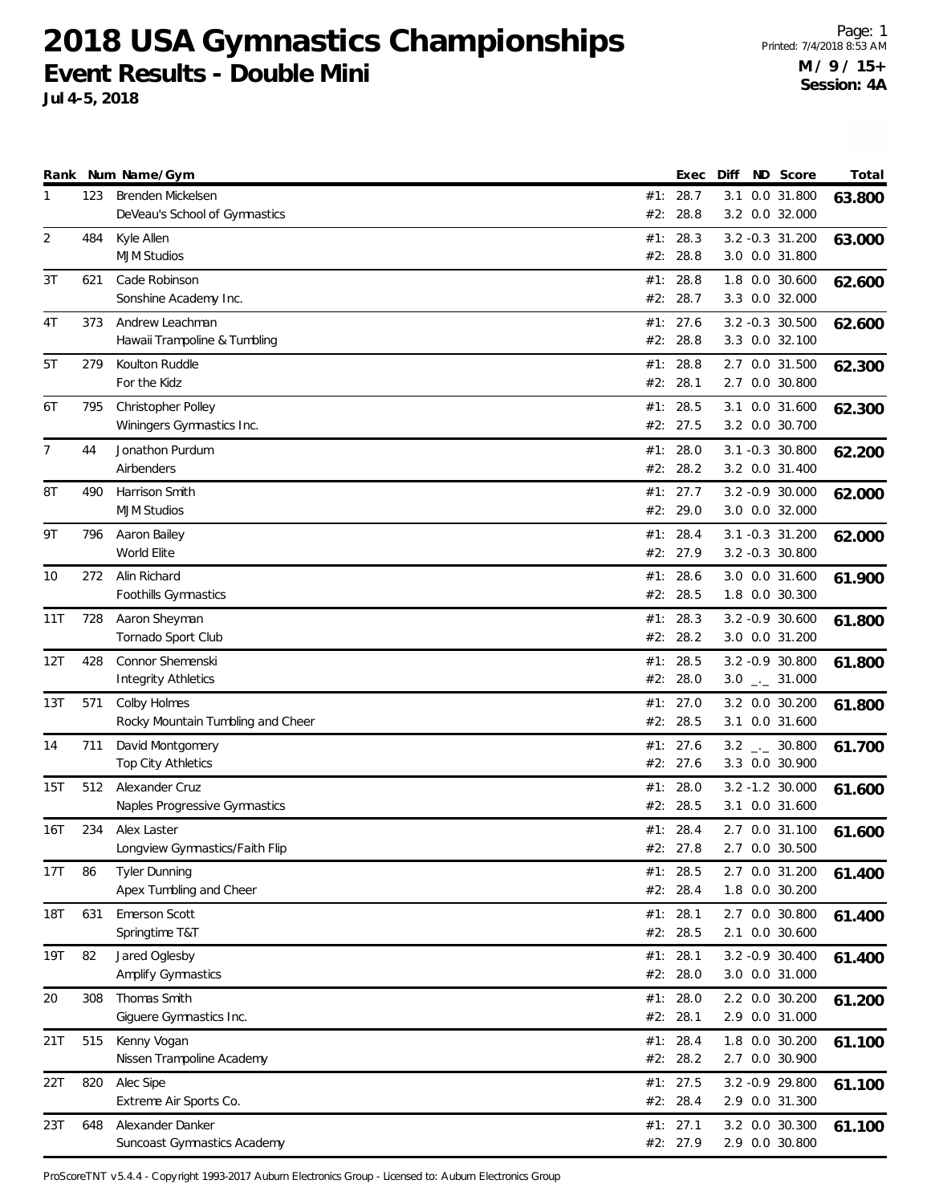# 2018 USA Gymnastics Championships

## Event Results - Double Mini

**Jul 4-5, 2018**

Page: 1
Printed: 7/4/2018 8:53 AM
**M / 9 / 15+**
**Session: 4A**

| Rank | Num | Name/Gym | | Exec | Diff | ND | Score | Total |
|---|---|---|---|---|---|---|---|---|
| 1 | 123 | Brenden Mickelsen | #1: | 28.7 | 3.1 | 0.0 | 31.800 | **63.800** |
| | | DeVeau's School of Gymnastics | #2: | 28.8 | 3.2 | 0.0 | 32.000 | |
| 2 | 484 | Kyle Allen | #1: | 28.3 | 3.2 | -0.3 | 31.200 | **63.000** |
| | | MJM Studios | #2: | 28.8 | 3.0 | 0.0 | 31.800 | |
| 3T | 621 | Cade Robinson | #1: | 28.8 | 1.8 | 0.0 | 30.600 | **62.600** |
| | | Sonshine Academy Inc. | #2: | 28.7 | 3.3 | 0.0 | 32.000 | |
| 4T | 373 | Andrew Leachman | #1: | 27.6 | 3.2 | -0.3 | 30.500 | **62.600** |
| | | Hawaii Trampoline & Tumbling | #2: | 28.8 | 3.3 | 0.0 | 32.100 | |
| 5T | 279 | Koulton Ruddle | #1: | 28.8 | 2.7 | 0.0 | 31.500 | **62.300** |
| | | For the Kidz | #2: | 28.1 | 2.7 | 0.0 | 30.800 | |
| 6T | 795 | Christopher Polley | #1: | 28.5 | 3.1 | 0.0 | 31.600 | **62.300** |
| | | Winingers Gymnastics Inc. | #2: | 27.5 | 3.2 | 0.0 | 30.700 | |
| 7 | 44 | Jonathon Purdum | #1: | 28.0 | 3.1 | -0.3 | 30.800 | **62.200** |
| | | Airbenders | #2: | 28.2 | 3.2 | 0.0 | 31.400 | |
| 8T | 490 | Harrison Smith | #1: | 27.7 | 3.2 | -0.9 | 30.000 | **62.000** |
| | | MJM Studios | #2: | 29.0 | 3.0 | 0.0 | 32.000 | |
| 9T | 796 | Aaron Bailey | #1: | 28.4 | 3.1 | -0.3 | 31.200 | **62.000** |
| | | World Elite | #2: | 27.9 | 3.2 | -0.3 | 30.800 | |
| 10 | 272 | Alin Richard | #1: | 28.6 | 3.0 | 0.0 | 31.600 | **61.900** |
| | | Foothills Gymnastics | #2: | 28.5 | 1.8 | 0.0 | 30.300 | |
| 11T | 728 | Aaron Sheyman | #1: | 28.3 | 3.2 | -0.9 | 30.600 | **61.800** |
| | | Tornado Sport Club | #2: | 28.2 | 3.0 | 0.0 | 31.200 | |
| 12T | 428 | Connor Shemenski | #1: | 28.5 | 3.2 | -0.9 | 30.800 | **61.800** |
| | | Integrity Athletics | #2: | 28.0 | 3.0 | _._ | 31.000 | |
| 13T | 571 | Colby Holmes | #1: | 27.0 | 3.2 | 0.0 | 30.200 | **61.800** |
| | | Rocky Mountain Tumbling and Cheer | #2: | 28.5 | 3.1 | 0.0 | 31.600 | |
| 14 | 711 | David Montgomery | #1: | 27.6 | 3.2 | _._ | 30.800 | **61.700** |
| | | Top City Athletics | #2: | 27.6 | 3.3 | 0.0 | 30.900 | |
| 15T | 512 | Alexander Cruz | #1: | 28.0 | 3.2 | -1.2 | 30.000 | **61.600** |
| | | Naples Progressive Gymnastics | #2: | 28.5 | 3.1 | 0.0 | 31.600 | |
| 16T | 234 | Alex Laster | #1: | 28.4 | 2.7 | 0.0 | 31.100 | **61.600** |
| | | Longview Gymnastics/Faith Flip | #2: | 27.8 | 2.7 | 0.0 | 30.500 | |
| 17T | 86 | Tyler Dunning | #1: | 28.5 | 2.7 | 0.0 | 31.200 | **61.400** |
| | | Apex Tumbling and Cheer | #2: | 28.4 | 1.8 | 0.0 | 30.200 | |
| 18T | 631 | Emerson Scott | #1: | 28.1 | 2.7 | 0.0 | 30.800 | **61.400** |
| | | Springtime T&T | #2: | 28.5 | 2.1 | 0.0 | 30.600 | |
| 19T | 82 | Jared Oglesby | #1: | 28.1 | 3.2 | -0.9 | 30.400 | **61.400** |
| | | Amplify Gymnastics | #2: | 28.0 | 3.0 | 0.0 | 31.000 | |
| 20 | 308 | Thomas Smith | #1: | 28.0 | 2.2 | 0.0 | 30.200 | **61.200** |
| | | Giguere Gymnastics Inc. | #2: | 28.1 | 2.9 | 0.0 | 31.000 | |
| 21T | 515 | Kenny Vogan | #1: | 28.4 | 1.8 | 0.0 | 30.200 | **61.100** |
| | | Nissen Trampoline Academy | #2: | 28.2 | 2.7 | 0.0 | 30.900 | |
| 22T | 820 | Alec Sipe | #1: | 27.5 | 3.2 | -0.9 | 29.800 | **61.100** |
| | | Extreme Air Sports Co. | #2: | 28.4 | 2.9 | 0.0 | 31.300 | |
| 23T | 648 | Alexander Danker | #1: | 27.1 | 3.2 | 0.0 | 30.300 | **61.100** |
| | | Suncoast Gymnastics Academy | #2: | 27.9 | 2.9 | 0.0 | 30.800 | |

ProScoreTNT v5.4.4 - Copyright 1993-2017 Auburn Electronics Group - Licensed to: Auburn Electronics Group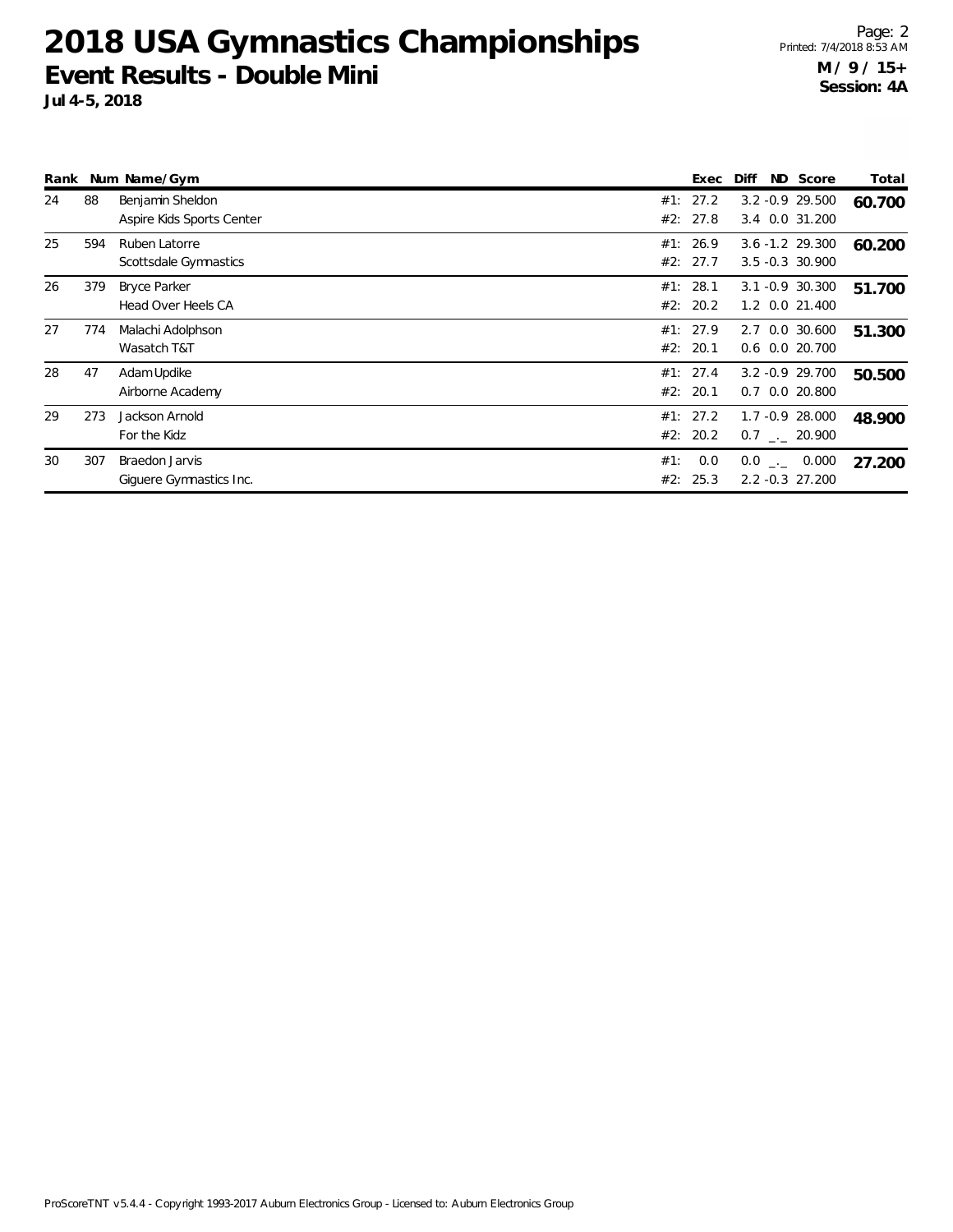# 2018 USA Gymnastics Championships

## Event Results - Double Mini

**Jul 4-5, 2018**

Page: 2
Printed: 7/4/2018 8:53 AM
**M / 9 / 15+**
**Session: 4A**

| Rank | Num | Name/Gym | | Exec | Diff | ND | Score | Total |
|---|---|---|---|---|---|---|---|---|
| 24 | 88 | Benjamin Sheldon | #1: | 27.2 | 3.2 | -0.9 | 29.500 | **60.700** |
| | | Aspire Kids Sports Center | #2: | 27.8 | 3.4 | 0.0 | 31.200 | |
| 25 | 594 | Ruben Latorre | #1: | 26.9 | 3.6 | -1.2 | 29.300 | **60.200** |
| | | Scottsdale Gymnastics | #2: | 27.7 | 3.5 | -0.3 | 30.900 | |
| 26 | 379 | Bryce Parker | #1: | 28.1 | 3.1 | -0.9 | 30.300 | **51.700** |
| | | Head Over Heels CA | #2: | 20.2 | 1.2 | 0.0 | 21.400 | |
| 27 | 774 | Malachi Adolphson | #1: | 27.9 | 2.7 | 0.0 | 30.600 | **51.300** |
| | | Wasatch T&T | #2: | 20.1 | 0.6 | 0.0 | 20.700 | |
| 28 | 47 | Adam Updike | #1: | 27.4 | 3.2 | -0.9 | 29.700 | **50.500** |
| | | Airborne Academy | #2: | 20.1 | 0.7 | 0.0 | 20.800 | |
| 29 | 273 | Jackson Arnold | #1: | 27.2 | 1.7 | -0.9 | 28.000 | **48.900** |
| | | For the Kidz | #2: | 20.2 | 0.7 | _._ | 20.900 | |
| 30 | 307 | Braedon Jarvis | #1: | 0.0 | 0.0 | _._ | 0.000 | **27.200** |
| | | Giguere Gymnastics Inc. | #2: | 25.3 | 2.2 | -0.3 | 27.200 | |

ProScoreTNT v5.4.4 - Copyright 1993-2017 Auburn Electronics Group - Licensed to: Auburn Electronics Group